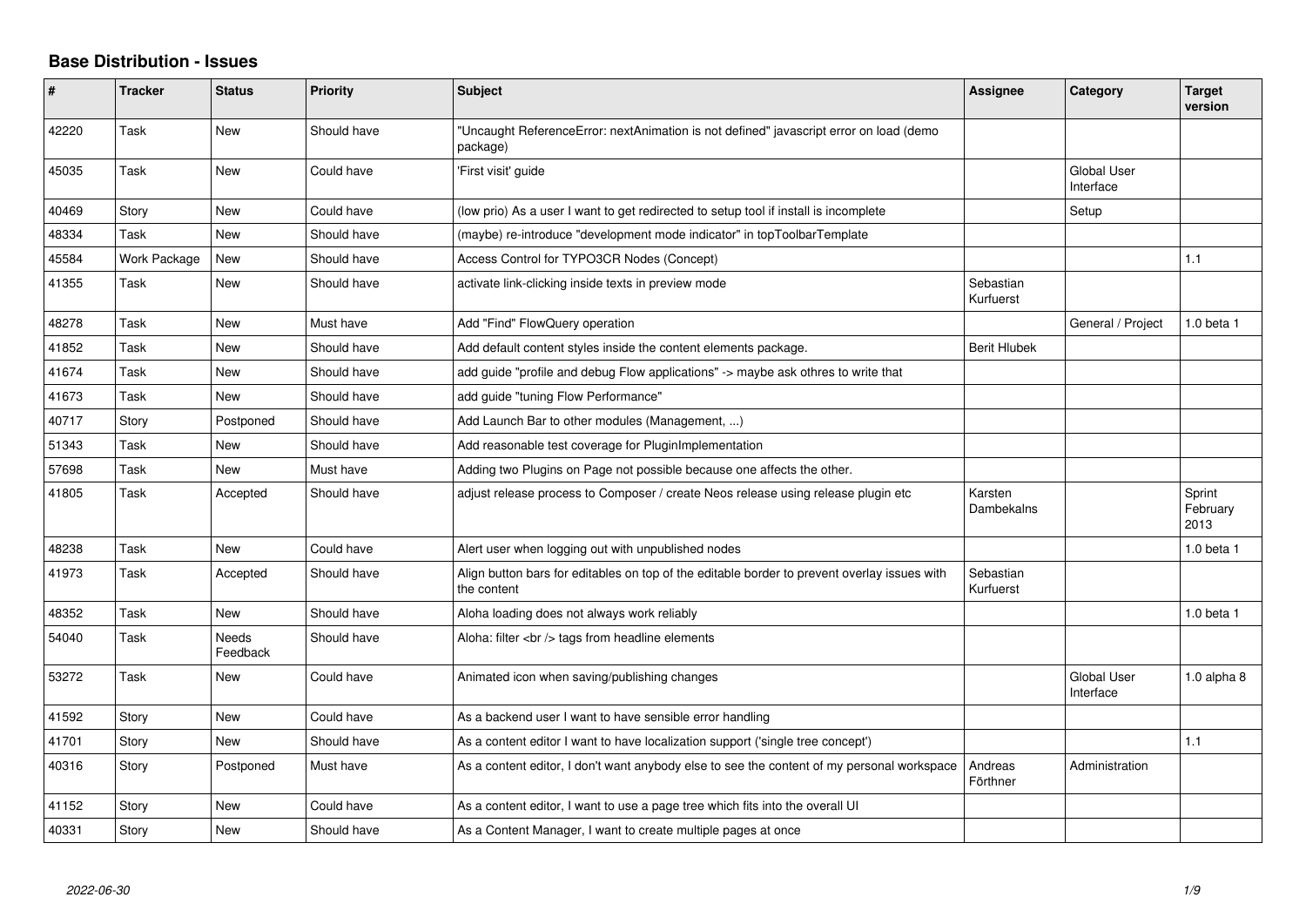# Base Distribution - Issues

| # | Tracker | Status | Priority | Subject | Assignee | Category | Target version |
|---|---|---|---|---|---|---|---|
| 42220 | Task | New | Should have | "Uncaught ReferenceError: nextAnimation is not defined" javascript error on load (demo package) | | | |
| 45035 | Task | New | Could have | 'First visit' guide | | Global User Interface | |
| 40469 | Story | New | Could have | (low prio) As a user I want to get redirected to setup tool if install is incomplete | | Setup | |
| 48334 | Task | New | Should have | (maybe) re-introduce "development mode indicator" in topToolbarTemplate | | | |
| 45584 | Work Package | New | Should have | Access Control for TYPO3CR Nodes (Concept) | | | 1.1 |
| 41355 | Task | New | Should have | activate link-clicking inside texts in preview mode | Sebastian Kurfuerst | | |
| 48278 | Task | New | Must have | Add "Find" FlowQuery operation | | General / Project | 1.0 beta 1 |
| 41852 | Task | New | Should have | Add default content styles inside the content elements package. | Berit Hlubek | | |
| 41674 | Task | New | Should have | add guide "profile and debug Flow applications" -> maybe ask othres to write that | | | |
| 41673 | Task | New | Should have | add guide "tuning Flow Performance" | | | |
| 40717 | Story | Postponed | Should have | Add Launch Bar to other modules (Management, ...) | | | |
| 51343 | Task | New | Should have | Add reasonable test coverage for PluginImplementation | | | |
| 57698 | Task | New | Must have | Adding two Plugins on Page not possible because one affects the other. | | | |
| 41805 | Task | Accepted | Should have | adjust release process to Composer / create Neos release using release plugin etc | Karsten Dambekalns | | Sprint February 2013 |
| 48238 | Task | New | Could have | Alert user when logging out with unpublished nodes | | | 1.0 beta 1 |
| 41973 | Task | Accepted | Should have | Align button bars for editables on top of the editable border to prevent overlay issues with the content | Sebastian Kurfuerst | | |
| 48352 | Task | New | Should have | Aloha loading does not always work reliably | | | 1.0 beta 1 |
| 54040 | Task | Needs Feedback | Should have | Aloha: filter <br /> tags from headline elements | | | |
| 53272 | Task | New | Could have | Animated icon when saving/publishing changes | | Global User Interface | 1.0 alpha 8 |
| 41592 | Story | New | Could have | As a backend user I want to have sensible error handling | | | |
| 41701 | Story | New | Should have | As a content editor I want to have localization support ('single tree concept') | | | 1.1 |
| 40316 | Story | Postponed | Must have | As a content editor, I don't want anybody else to see the content of my personal workspace | Andreas Förthner | Administration | |
| 41152 | Story | New | Could have | As a content editor, I want to use a page tree which fits into the overall UI | | | |
| 40331 | Story | New | Should have | As a Content Manager, I want to create multiple pages at once | | | |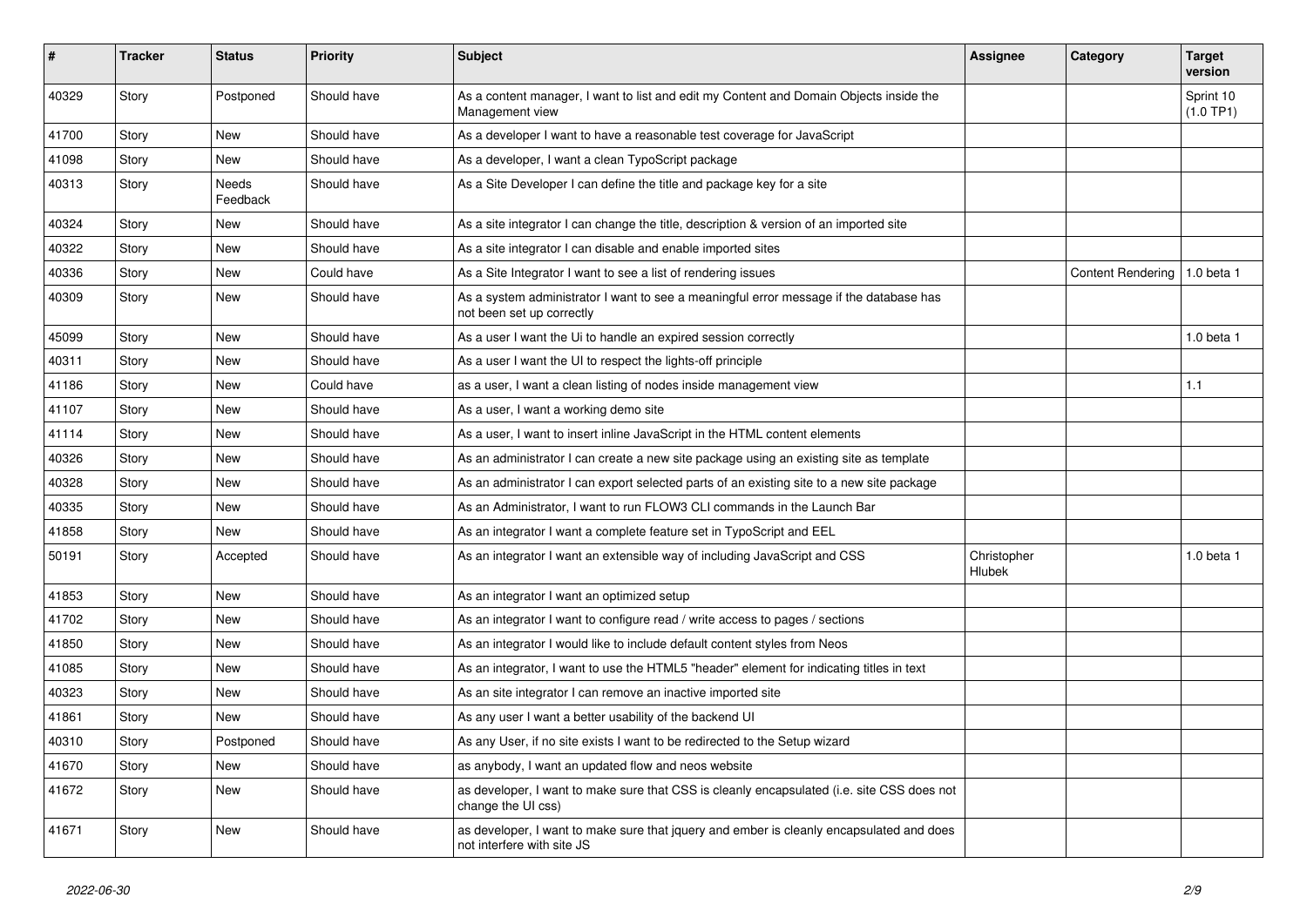| # | Tracker | Status | Priority | Subject | Assignee | Category | Target version |
|---|---|---|---|---|---|---|---|
| 40329 | Story | Postponed | Should have | As a content manager, I want to list and edit my Content and Domain Objects inside the Management view | | | Sprint 10 (1.0 TP1) |
| 41700 | Story | New | Should have | As a developer I want to have a reasonable test coverage for JavaScript | | | |
| 41098 | Story | New | Should have | As a developer, I want a clean TypoScript package | | | |
| 40313 | Story | Needs Feedback | Should have | As a Site Developer I can define the title and package key for a site | | | |
| 40324 | Story | New | Should have | As a site integrator I can change the title, description & version of an imported site | | | |
| 40322 | Story | New | Should have | As a site integrator I can disable and enable imported sites | | | |
| 40336 | Story | New | Could have | As a Site Integrator I want to see a list of rendering issues | | Content Rendering | 1.0 beta 1 |
| 40309 | Story | New | Should have | As a system administrator I want to see a meaningful error message if the database has not been set up correctly | | | |
| 45099 | Story | New | Should have | As a user I want the Ui to handle an expired session correctly | | | 1.0 beta 1 |
| 40311 | Story | New | Should have | As a user I want the UI to respect the lights-off principle | | | |
| 41186 | Story | New | Could have | as a user, I want a clean listing of nodes inside management view | | | 1.1 |
| 41107 | Story | New | Should have | As a user, I want a working demo site | | | |
| 41114 | Story | New | Should have | As a user, I want to insert inline JavaScript in the HTML content elements | | | |
| 40326 | Story | New | Should have | As an administrator I can create a new site package using an existing site as template | | | |
| 40328 | Story | New | Should have | As an administrator I can export selected parts of an existing site to a new site package | | | |
| 40335 | Story | New | Should have | As an Administrator, I want to run FLOW3 CLI commands in the Launch Bar | | | |
| 41858 | Story | New | Should have | As an integrator I want a complete feature set in TypoScript and EEL | | | |
| 50191 | Story | Accepted | Should have | As an integrator I want an extensible way of including JavaScript and CSS | Christopher Hlubek | | 1.0 beta 1 |
| 41853 | Story | New | Should have | As an integrator I want an optimized setup | | | |
| 41702 | Story | New | Should have | As an integrator I want to configure read / write access to pages / sections | | | |
| 41850 | Story | New | Should have | As an integrator I would like to include default content styles from Neos | | | |
| 41085 | Story | New | Should have | As an integrator, I want to use the HTML5 "header" element for indicating titles in text | | | |
| 40323 | Story | New | Should have | As an site integrator I can remove an inactive imported site | | | |
| 41861 | Story | New | Should have | As any user I want a better usability of the backend UI | | | |
| 40310 | Story | Postponed | Should have | As any User, if no site exists I want to be redirected to the Setup wizard | | | |
| 41670 | Story | New | Should have | as anybody, I want an updated flow and neos website | | | |
| 41672 | Story | New | Should have | as developer, I want to make sure that CSS is cleanly encapsulated (i.e. site CSS does not change the UI css) | | | |
| 41671 | Story | New | Should have | as developer, I want to make sure that jquery and ember is cleanly encapsulated and does not interfere with site JS | | | |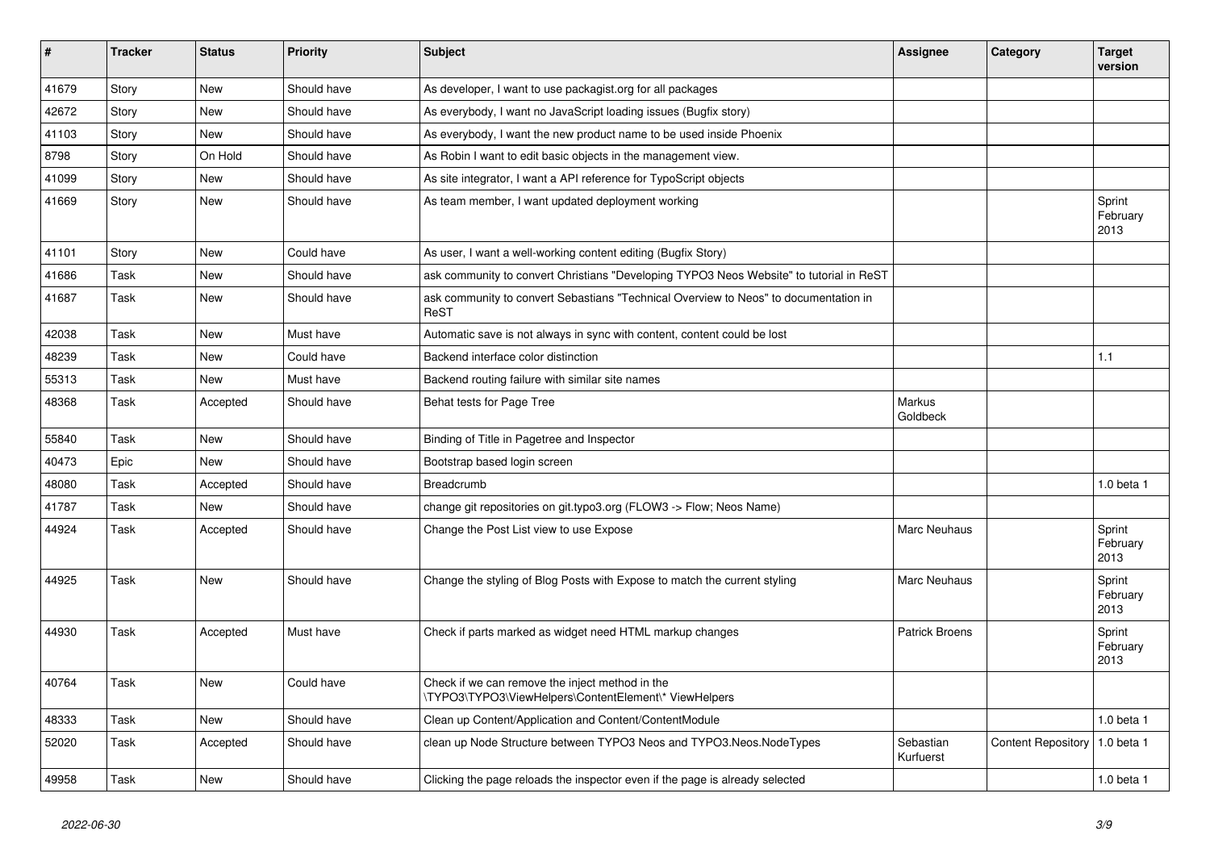| # | Tracker | Status | Priority | Subject | Assignee | Category | Target version |
|---|---|---|---|---|---|---|---|
| 41679 | Story | New | Should have | As developer, I want to use packagist.org for all packages | | | |
| 42672 | Story | New | Should have | As everybody, I want no JavaScript loading issues (Bugfix story) | | | |
| 41103 | Story | New | Should have | As everybody, I want the new product name to be used inside Phoenix | | | |
| 8798 | Story | On Hold | Should have | As Robin I want to edit basic objects in the management view. | | | |
| 41099 | Story | New | Should have | As site integrator, I want a API reference for TypoScript objects | | | |
| 41669 | Story | New | Should have | As team member, I want updated deployment working | | | Sprint February 2013 |
| 41101 | Story | New | Could have | As user, I want a well-working content editing (Bugfix Story) | | | |
| 41686 | Task | New | Should have | ask community to convert Christians "Developing TYPO3 Neos Website" to tutorial in ReST | | | |
| 41687 | Task | New | Should have | ask community to convert Sebastians "Technical Overview to Neos" to documentation in ReST | | | |
| 42038 | Task | New | Must have | Automatic save is not always in sync with content, content could be lost | | | |
| 48239 | Task | New | Could have | Backend interface color distinction | | | 1.1 |
| 55313 | Task | New | Must have | Backend routing failure with similar site names | | | |
| 48368 | Task | Accepted | Should have | Behat tests for Page Tree | Markus Goldbeck | | |
| 55840 | Task | New | Should have | Binding of Title in Pagetree and Inspector | | | |
| 40473 | Epic | New | Should have | Bootstrap based login screen | | | |
| 48080 | Task | Accepted | Should have | Breadcrumb | | | 1.0 beta 1 |
| 41787 | Task | New | Should have | change git repositories on git.typo3.org (FLOW3 -> Flow; Neos Name) | | | |
| 44924 | Task | Accepted | Should have | Change the Post List view to use Expose | Marc Neuhaus | | Sprint February 2013 |
| 44925 | Task | New | Should have | Change the styling of Blog Posts with Expose to match the current styling | Marc Neuhaus | | Sprint February 2013 |
| 44930 | Task | Accepted | Must have | Check if parts marked as widget need HTML markup changes | Patrick Broens | | Sprint February 2013 |
| 40764 | Task | New | Could have | Check if we can remove the inject method in the \TYPO3\TYPO3\ViewHelpers\ContentElement\* ViewHelpers | | | |
| 48333 | Task | New | Should have | Clean up Content/Application and Content/ContentModule | | | 1.0 beta 1 |
| 52020 | Task | Accepted | Should have | clean up Node Structure between TYPO3 Neos and TYPO3.Neos.NodeTypes | Sebastian Kurfuerst | Content Repository | 1.0 beta 1 |
| 49958 | Task | New | Should have | Clicking the page reloads the inspector even if the page is already selected | | | 1.0 beta 1 |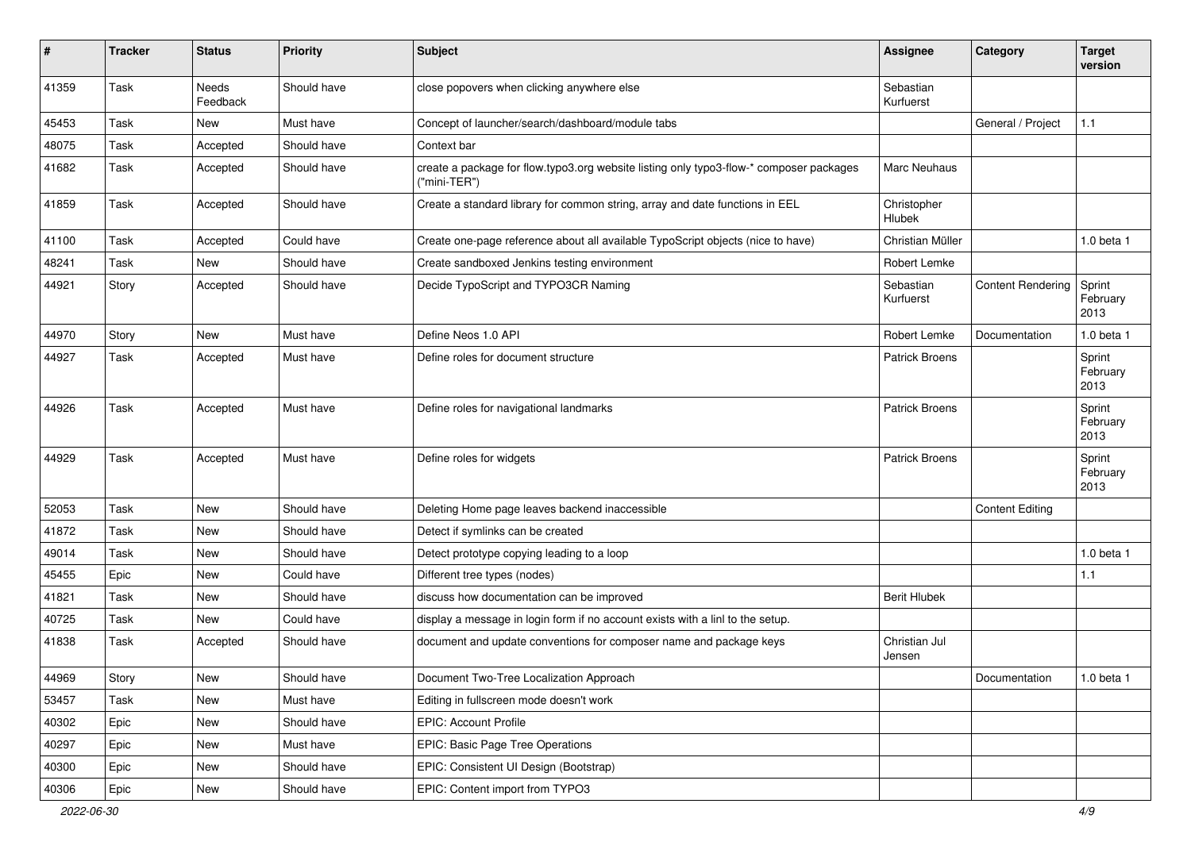| # | Tracker | Status | Priority | Subject | Assignee | Category | Target version |
|---|---|---|---|---|---|---|---|
| 41359 | Task | Needs Feedback | Should have | close popovers when clicking anywhere else | Sebastian Kurfuerst | | |
| 45453 | Task | New | Must have | Concept of launcher/search/dashboard/module tabs | | General / Project | 1.1 |
| 48075 | Task | Accepted | Should have | Context bar | | | |
| 41682 | Task | Accepted | Should have | create a package for flow.typo3.org website listing only typo3-flow-* composer packages ("mini-TER") | Marc Neuhaus | | |
| 41859 | Task | Accepted | Should have | Create a standard library for common string, array and date functions in EEL | Christopher Hlubek | | |
| 41100 | Task | Accepted | Could have | Create one-page reference about all available TypoScript objects (nice to have) | Christian Müller | | 1.0 beta 1 |
| 48241 | Task | New | Should have | Create sandboxed Jenkins testing environment | Robert Lemke | | |
| 44921 | Story | Accepted | Should have | Decide TypoScript and TYPO3CR Naming | Sebastian Kurfuerst | Content Rendering | Sprint February 2013 |
| 44970 | Story | New | Must have | Define Neos 1.0 API | Robert Lemke | Documentation | 1.0 beta 1 |
| 44927 | Task | Accepted | Must have | Define roles for document structure | Patrick Broens | | Sprint February 2013 |
| 44926 | Task | Accepted | Must have | Define roles for navigational landmarks | Patrick Broens | | Sprint February 2013 |
| 44929 | Task | Accepted | Must have | Define roles for widgets | Patrick Broens | | Sprint February 2013 |
| 52053 | Task | New | Should have | Deleting Home page leaves backend inaccessible | | Content Editing | |
| 41872 | Task | New | Should have | Detect if symlinks can be created | | | |
| 49014 | Task | New | Should have | Detect prototype copying leading to a loop | | | 1.0 beta 1 |
| 45455 | Epic | New | Could have | Different tree types (nodes) | | | 1.1 |
| 41821 | Task | New | Should have | discuss how documentation can be improved | Berit Hlubek | | |
| 40725 | Task | New | Could have | display a message in login form if no account exists with a linl to the setup. | | | |
| 41838 | Task | Accepted | Should have | document and update conventions for composer name and package keys | Christian Jul Jensen | | |
| 44969 | Story | New | Should have | Document Two-Tree Localization Approach | | Documentation | 1.0 beta 1 |
| 53457 | Task | New | Must have | Editing in fullscreen mode doesn't work | | | |
| 40302 | Epic | New | Should have | EPIC: Account Profile | | | |
| 40297 | Epic | New | Must have | EPIC: Basic Page Tree Operations | | | |
| 40300 | Epic | New | Should have | EPIC: Consistent UI Design (Bootstrap) | | | |
| 40306 | Epic | New | Should have | EPIC: Content import from TYPO3 | | | |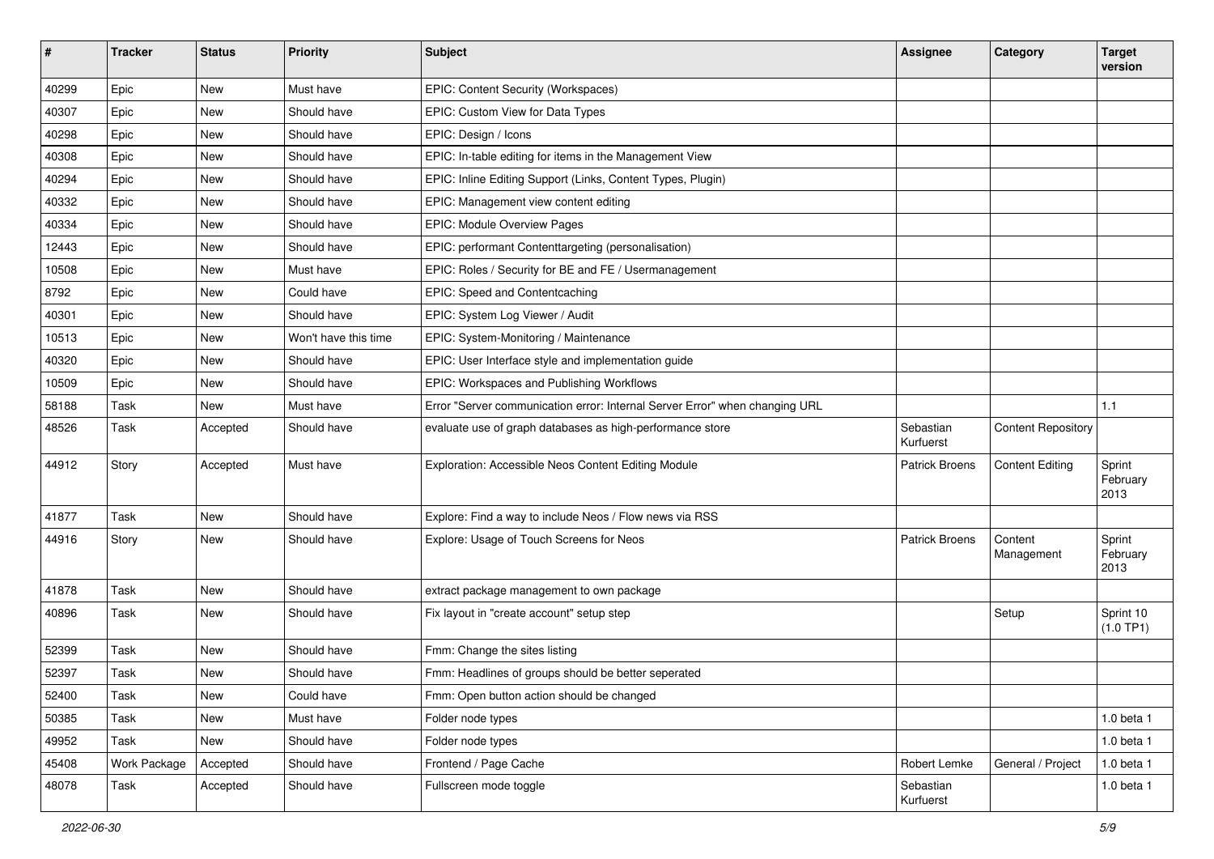| # | Tracker | Status | Priority | Subject | Assignee | Category | Target version |
|---|---|---|---|---|---|---|---|
| 40299 | Epic | New | Must have | EPIC: Content Security (Workspaces) | | | |
| 40307 | Epic | New | Should have | EPIC: Custom View for Data Types | | | |
| 40298 | Epic | New | Should have | EPIC: Design / Icons | | | |
| 40308 | Epic | New | Should have | EPIC: In-table editing for items in the Management View | | | |
| 40294 | Epic | New | Should have | EPIC: Inline Editing Support (Links, Content Types, Plugin) | | | |
| 40332 | Epic | New | Should have | EPIC: Management view content editing | | | |
| 40334 | Epic | New | Should have | EPIC: Module Overview Pages | | | |
| 12443 | Epic | New | Should have | EPIC: performant Contenttargeting (personalisation) | | | |
| 10508 | Epic | New | Must have | EPIC: Roles / Security for BE and FE / Usermanagement | | | |
| 8792 | Epic | New | Could have | EPIC: Speed and Contentcaching | | | |
| 40301 | Epic | New | Should have | EPIC: System Log Viewer / Audit | | | |
| 10513 | Epic | New | Won't have this time | EPIC: System-Monitoring / Maintenance | | | |
| 40320 | Epic | New | Should have | EPIC: User Interface style and implementation guide | | | |
| 10509 | Epic | New | Should have | EPIC: Workspaces and Publishing Workflows | | | |
| 58188 | Task | New | Must have | Error "Server communication error: Internal Server Error" when changing URL | | | 1.1 |
| 48526 | Task | Accepted | Should have | evaluate use of graph databases as high-performance store | Sebastian Kurfuerst | Content Repository | |
| 44912 | Story | Accepted | Must have | Exploration: Accessible Neos Content Editing Module | Patrick Broens | Content Editing | Sprint February 2013 |
| 41877 | Task | New | Should have | Explore: Find a way to include Neos / Flow news via RSS | | | |
| 44916 | Story | New | Should have | Explore: Usage of Touch Screens for Neos | Patrick Broens | Content Management | Sprint February 2013 |
| 41878 | Task | New | Should have | extract package management to own package | | | |
| 40896 | Task | New | Should have | Fix layout in "create account" setup step | | Setup | Sprint 10 (1.0 TP1) |
| 52399 | Task | New | Should have | Fmm: Change the sites listing | | | |
| 52397 | Task | New | Should have | Fmm: Headlines of groups should be better seperated | | | |
| 52400 | Task | New | Could have | Fmm: Open button action should be changed | | | |
| 50385 | Task | New | Must have | Folder node types | | | 1.0 beta 1 |
| 49952 | Task | New | Should have | Folder node types | | | 1.0 beta 1 |
| 45408 | Work Package | Accepted | Should have | Frontend / Page Cache | Robert Lemke | General / Project | 1.0 beta 1 |
| 48078 | Task | Accepted | Should have | Fullscreen mode toggle | Sebastian Kurfuerst | | 1.0 beta 1 |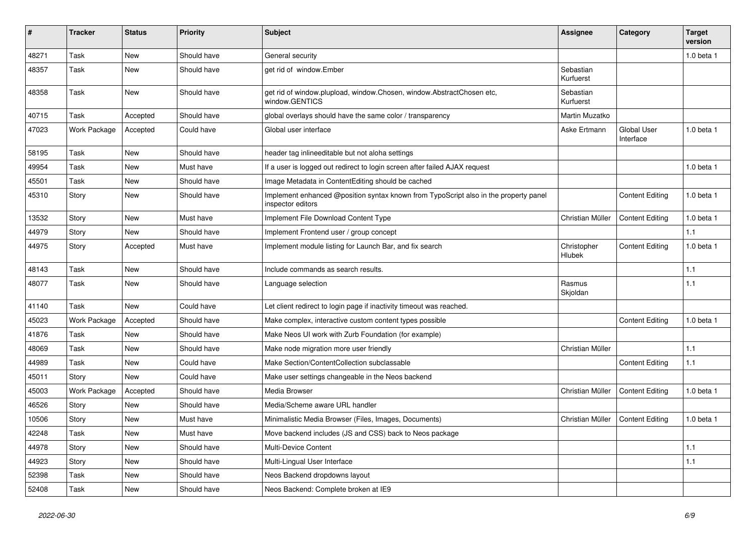| # | Tracker | Status | Priority | Subject | Assignee | Category | Target version |
|---|---|---|---|---|---|---|---|
| 48271 | Task | New | Should have | General security | | | 1.0 beta 1 |
| 48357 | Task | New | Should have | get rid of  window.Ember | Sebastian Kurfuerst | | |
| 48358 | Task | New | Should have | get rid of window.plupload, window.Chosen, window.AbstractChosen etc, window.GENTICS | Sebastian Kurfuerst | | |
| 40715 | Task | Accepted | Should have | global overlays should have the same color / transparency | Martin Muzatko | | |
| 47023 | Work Package | Accepted | Could have | Global user interface | Aske Ertmann | Global User Interface | 1.0 beta 1 |
| 58195 | Task | New | Should have | header tag inlineeditable but not aloha settings | | | |
| 49954 | Task | New | Must have | If a user is logged out redirect to login screen after failed AJAX request | | | 1.0 beta 1 |
| 45501 | Task | New | Should have | Image Metadata in ContentEditing should be cached | | | |
| 45310 | Story | New | Should have | Implement enhanced @position syntax known from TypoScript also in the property panel inspector editors | | Content Editing | 1.0 beta 1 |
| 13532 | Story | New | Must have | Implement File Download Content Type | Christian Müller | Content Editing | 1.0 beta 1 |
| 44979 | Story | New | Should have | Implement Frontend user / group concept | | | 1.1 |
| 44975 | Story | Accepted | Must have | Implement module listing for Launch Bar, and fix search | Christopher Hlubek | Content Editing | 1.0 beta 1 |
| 48143 | Task | New | Should have | Include commands as search results. | | | 1.1 |
| 48077 | Task | New | Should have | Language selection | Rasmus Skjoldan | | 1.1 |
| 41140 | Task | New | Could have | Let client redirect to login page if inactivity timeout was reached. | | | |
| 45023 | Work Package | Accepted | Should have | Make complex, interactive custom content types possible | | Content Editing | 1.0 beta 1 |
| 41876 | Task | New | Should have | Make Neos UI work with Zurb Foundation (for example) | | | |
| 48069 | Task | New | Should have | Make node migration more user friendly | Christian Müller | | 1.1 |
| 44989 | Task | New | Could have | Make Section/ContentCollection subclassable | | Content Editing | 1.1 |
| 45011 | Story | New | Could have | Make user settings changeable in the Neos backend | | | |
| 45003 | Work Package | Accepted | Should have | Media Browser | Christian Müller | Content Editing | 1.0 beta 1 |
| 46526 | Story | New | Should have | Media/Scheme aware URL handler | | | |
| 10506 | Story | New | Must have | Minimalistic Media Browser (Files, Images, Documents) | Christian Müller | Content Editing | 1.0 beta 1 |
| 42248 | Task | New | Must have | Move backend includes (JS and CSS) back to Neos package | | | |
| 44978 | Story | New | Should have | Multi-Device Content | | | 1.1 |
| 44923 | Story | New | Should have | Multi-Lingual User Interface | | | 1.1 |
| 52398 | Task | New | Should have | Neos Backend dropdowns layout | | | |
| 52408 | Task | New | Should have | Neos Backend: Complete broken at IE9 | | | |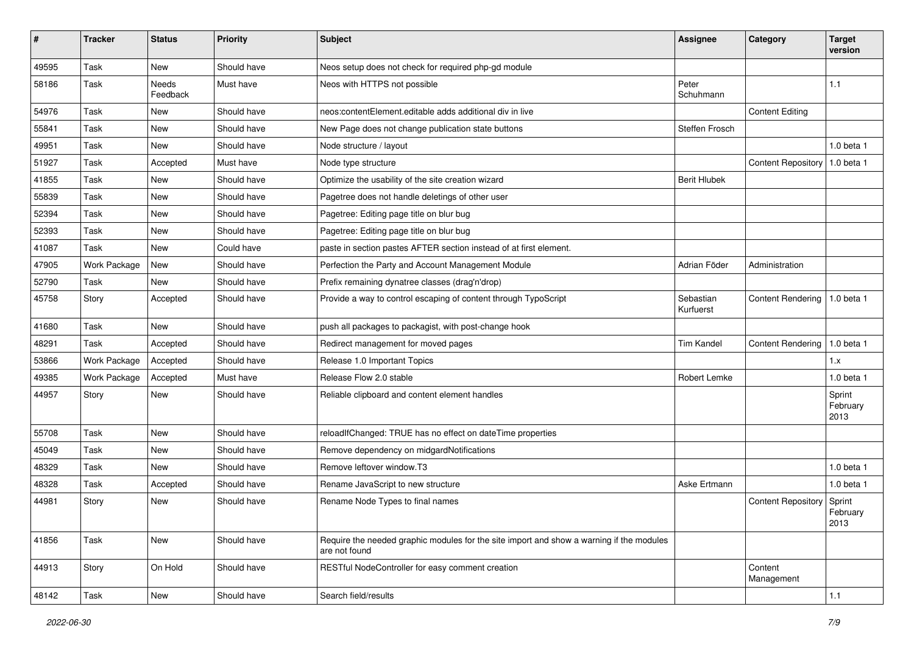| # | Tracker | Status | Priority | Subject | Assignee | Category | Target version |
|---|---|---|---|---|---|---|---|
| 49595 | Task | New | Should have | Neos setup does not check for required php-gd module | | | |
| 58186 | Task | Needs Feedback | Must have | Neos with HTTPS not possible | Peter Schuhmann | | 1.1 |
| 54976 | Task | New | Should have | neos:contentElement.editable adds additional div in live | | Content Editing | |
| 55841 | Task | New | Should have | New Page does not change publication state buttons | Steffen Frosch | | |
| 49951 | Task | New | Should have | Node structure / layout | | | 1.0 beta 1 |
| 51927 | Task | Accepted | Must have | Node type structure | | Content Repository | 1.0 beta 1 |
| 41855 | Task | New | Should have | Optimize the usability of the site creation wizard | Berit Hlubek | | |
| 55839 | Task | New | Should have | Pagetree does not handle deletings of other user | | | |
| 52394 | Task | New | Should have | Pagetree: Editing page title on blur bug | | | |
| 52393 | Task | New | Should have | Pagetree: Editing page title on blur bug | | | |
| 41087 | Task | New | Could have | paste in section pastes AFTER section instead of at first element. | | | |
| 47905 | Work Package | New | Should have | Perfection the Party and Account Management Module | Adrian Föder | Administration | |
| 52790 | Task | New | Should have | Prefix remaining dynatree classes (drag'n'drop) | | | |
| 45758 | Story | Accepted | Should have | Provide a way to control escaping of content through TypoScript | Sebastian Kurfuerst | Content Rendering | 1.0 beta 1 |
| 41680 | Task | New | Should have | push all packages to packagist, with post-change hook | | | |
| 48291 | Task | Accepted | Should have | Redirect management for moved pages | Tim Kandel | Content Rendering | 1.0 beta 1 |
| 53866 | Work Package | Accepted | Should have | Release 1.0 Important Topics | | | 1.x |
| 49385 | Work Package | Accepted | Must have | Release Flow 2.0 stable | Robert Lemke | | 1.0 beta 1 |
| 44957 | Story | New | Should have | Reliable clipboard and content element handles | | | Sprint February 2013 |
| 55708 | Task | New | Should have | reloadIfChanged: TRUE has no effect on dateTime properties | | | |
| 45049 | Task | New | Should have | Remove dependency on midgardNotifications | | | |
| 48329 | Task | New | Should have | Remove leftover window.T3 | | | 1.0 beta 1 |
| 48328 | Task | Accepted | Should have | Rename JavaScript to new structure | Aske Ertmann | | 1.0 beta 1 |
| 44981 | Story | New | Should have | Rename Node Types to final names | | Content Repository | Sprint February 2013 |
| 41856 | Task | New | Should have | Require the needed graphic modules for the site import and show a warning if the modules are not found | | | |
| 44913 | Story | On Hold | Should have | RESTful NodeController for easy comment creation | | Content Management | |
| 48142 | Task | New | Should have | Search field/results | | | 1.1 |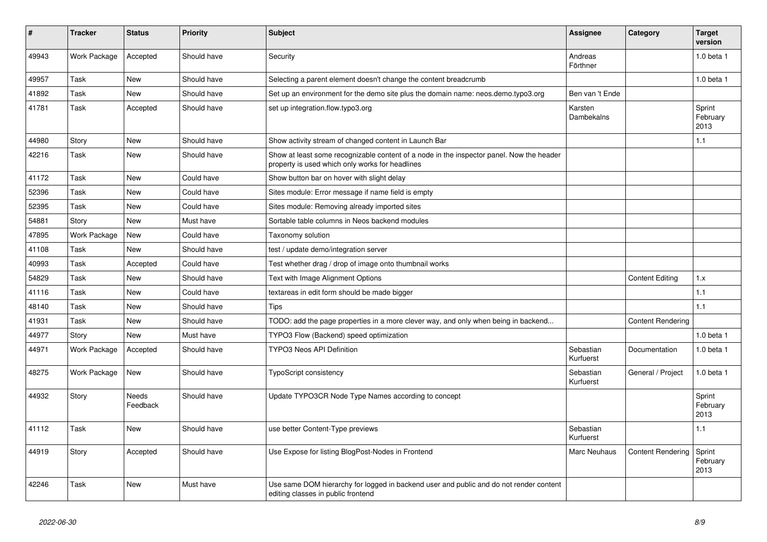| # | Tracker | Status | Priority | Subject | Assignee | Category | Target version |
|---|---|---|---|---|---|---|---|
| 49943 | Work Package | Accepted | Should have | Security | Andreas Förthner | | 1.0 beta 1 |
| 49957 | Task | New | Should have | Selecting a parent element doesn't change the content breadcrumb | | | 1.0 beta 1 |
| 41892 | Task | New | Should have | Set up an environment for the demo site plus the domain name: neos.demo.typo3.org | Ben van 't Ende | | |
| 41781 | Task | Accepted | Should have | set up integration.flow.typo3.org | Karsten Dambekalns | | Sprint February 2013 |
| 44980 | Story | New | Should have | Show activity stream of changed content in Launch Bar | | | 1.1 |
| 42216 | Task | New | Should have | Show at least some recognizable content of a node in the inspector panel. Now the header property is used which only works for headlines | | | |
| 41172 | Task | New | Could have | Show button bar on hover with slight delay | | | |
| 52396 | Task | New | Could have | Sites module: Error message if name field is empty | | | |
| 52395 | Task | New | Could have | Sites module: Removing already imported sites | | | |
| 54881 | Story | New | Must have | Sortable table columns in Neos backend modules | | | |
| 47895 | Work Package | New | Could have | Taxonomy solution | | | |
| 41108 | Task | New | Should have | test / update demo/integration server | | | |
| 40993 | Task | Accepted | Could have | Test whether drag / drop of image onto thumbnail works | | | |
| 54829 | Task | New | Should have | Text with Image Alignment Options | | Content Editing | 1.x |
| 41116 | Task | New | Could have | textareas in edit form should be made bigger | | | 1.1 |
| 48140 | Task | New | Should have | Tips | | | 1.1 |
| 41931 | Task | New | Should have | TODO: add the page properties in a more clever way, and only when being in backend... | | Content Rendering | |
| 44977 | Story | New | Must have | TYPO3 Flow (Backend) speed optimization | | | 1.0 beta 1 |
| 44971 | Work Package | Accepted | Should have | TYPO3 Neos API Definition | Sebastian Kurfuerst | Documentation | 1.0 beta 1 |
| 48275 | Work Package | New | Should have | TypoScript consistency | Sebastian Kurfuerst | General / Project | 1.0 beta 1 |
| 44932 | Story | Needs Feedback | Should have | Update TYPO3CR Node Type Names according to concept | | | Sprint February 2013 |
| 41112 | Task | New | Should have | use better Content-Type previews | Sebastian Kurfuerst | | 1.1 |
| 44919 | Story | Accepted | Should have | Use Expose for listing BlogPost-Nodes in Frontend | Marc Neuhaus | Content Rendering | Sprint February 2013 |
| 42246 | Task | New | Must have | Use same DOM hierarchy for logged in backend user and public and do not render content editing classes in public frontend | | | |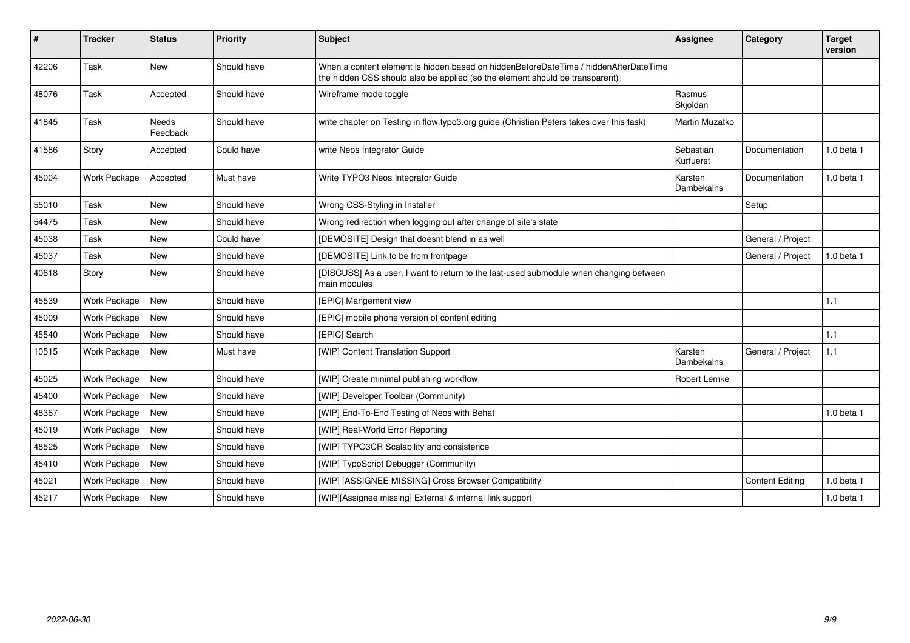| # | Tracker | Status | Priority | Subject | Assignee | Category | Target version |
|---|---|---|---|---|---|---|---|
| 42206 | Task | New | Should have | When a content element is hidden based on hiddenBeforeDateTime / hiddenAfterDateTime the hidden CSS should also be applied (so the element should be transparent) | | | |
| 48076 | Task | Accepted | Should have | Wireframe mode toggle | Rasmus Skjoldan | | |
| 41845 | Task | Needs Feedback | Should have | write chapter on Testing in flow.typo3.org guide (Christian Peters takes over this task) | Martin Muzatko | | |
| 41586 | Story | Accepted | Could have | write Neos Integrator Guide | Sebastian Kurfuerst | Documentation | 1.0 beta 1 |
| 45004 | Work Package | Accepted | Must have | Write TYPO3 Neos Integrator Guide | Karsten Dambekalns | Documentation | 1.0 beta 1 |
| 55010 | Task | New | Should have | Wrong CSS-Styling in Installer | | Setup | |
| 54475 | Task | New | Should have | Wrong redirection when logging out after change of site's state | | | |
| 45038 | Task | New | Could have | [DEMOSITE] Design that doesnt blend in as well | | General / Project | |
| 45037 | Task | New | Should have | [DEMOSITE] Link to be from frontpage | | General / Project | 1.0 beta 1 |
| 40618 | Story | New | Should have | [DISCUSS] As a user, I want to return to the last-used submodule when changing between main modules | | | |
| 45539 | Work Package | New | Should have | [EPIC] Mangement view | | | 1.1 |
| 45009 | Work Package | New | Should have | [EPIC] mobile phone version of content editing | | | |
| 45540 | Work Package | New | Should have | [EPIC] Search | | | 1.1 |
| 10515 | Work Package | New | Must have | [WIP] Content Translation Support | Karsten Dambekalns | General / Project | 1.1 |
| 45025 | Work Package | New | Should have | [WIP] Create minimal publishing workflow | Robert Lemke | | |
| 45400 | Work Package | New | Should have | [WIP] Developer Toolbar (Community) | | | |
| 48367 | Work Package | New | Should have | [WIP] End-To-End Testing of Neos with Behat | | | 1.0 beta 1 |
| 45019 | Work Package | New | Should have | [WIP] Real-World Error Reporting | | | |
| 48525 | Work Package | New | Should have | [WIP] TYPO3CR Scalability and consistence | | | |
| 45410 | Work Package | New | Should have | [WIP] TypoScript Debugger (Community) | | | |
| 45021 | Work Package | New | Should have | [WIP] [ASSIGNEE MISSING] Cross Browser Compatibility | | Content Editing | 1.0 beta 1 |
| 45217 | Work Package | New | Should have | [WIP][Assignee missing] External & internal link support | | | 1.0 beta 1 |